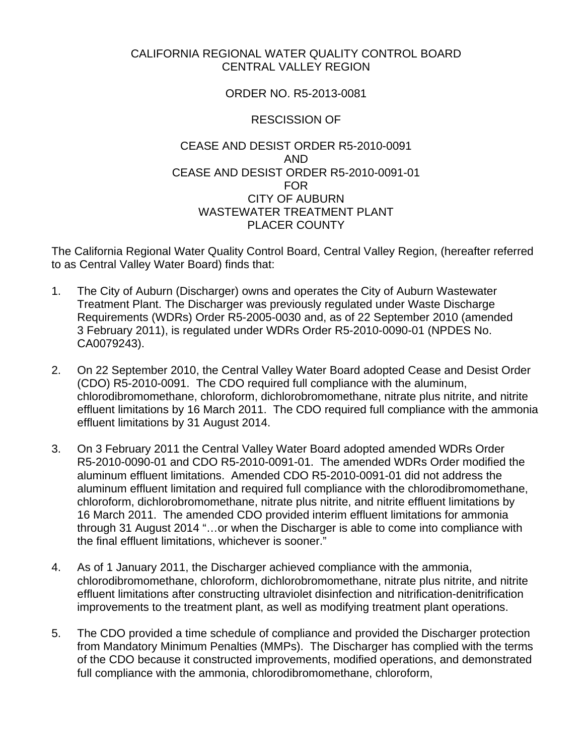CALIFORNIA REGIONAL WATER QUALITY CONTROL BOARD
CENTRAL VALLEY REGION

ORDER NO. R5-2013-0081

RESCISSION OF

CEASE AND DESIST ORDER R5-2010-0091
AND
CEASE AND DESIST ORDER R5-2010-0091-01
FOR
CITY OF AUBURN
WASTEWATER TREATMENT PLANT
PLACER COUNTY

The California Regional Water Quality Control Board, Central Valley Region, (hereafter referred to as Central Valley Water Board) finds that:

1. The City of Auburn (Discharger) owns and operates the City of Auburn Wastewater Treatment Plant. The Discharger was previously regulated under Waste Discharge Requirements (WDRs) Order R5-2005-0030 and, as of 22 September 2010 (amended 3 February 2011), is regulated under WDRs Order R5-2010-0090-01 (NPDES No. CA0079243).

2. On 22 September 2010, the Central Valley Water Board adopted Cease and Desist Order (CDO) R5-2010-0091. The CDO required full compliance with the aluminum, chlorodibromomethane, chloroform, dichlorobromomethane, nitrate plus nitrite, and nitrite effluent limitations by 16 March 2011. The CDO required full compliance with the ammonia effluent limitations by 31 August 2014.

3. On 3 February 2011 the Central Valley Water Board adopted amended WDRs Order R5-2010-0090-01 and CDO R5-2010-0091-01. The amended WDRs Order modified the aluminum effluent limitations. Amended CDO R5-2010-0091-01 did not address the aluminum effluent limitation and required full compliance with the chlorodibromomethane, chloroform, dichlorobromomethane, nitrate plus nitrite, and nitrite effluent limitations by 16 March 2011. The amended CDO provided interim effluent limitations for ammonia through 31 August 2014 "…or when the Discharger is able to come into compliance with the final effluent limitations, whichever is sooner."

4. As of 1 January 2011, the Discharger achieved compliance with the ammonia, chlorodibromomethane, chloroform, dichlorobromomethane, nitrate plus nitrite, and nitrite effluent limitations after constructing ultraviolet disinfection and nitrification-denitrification improvements to the treatment plant, as well as modifying treatment plant operations.

5. The CDO provided a time schedule of compliance and provided the Discharger protection from Mandatory Minimum Penalties (MMPs). The Discharger has complied with the terms of the CDO because it constructed improvements, modified operations, and demonstrated full compliance with the ammonia, chlorodibromomethane, chloroform,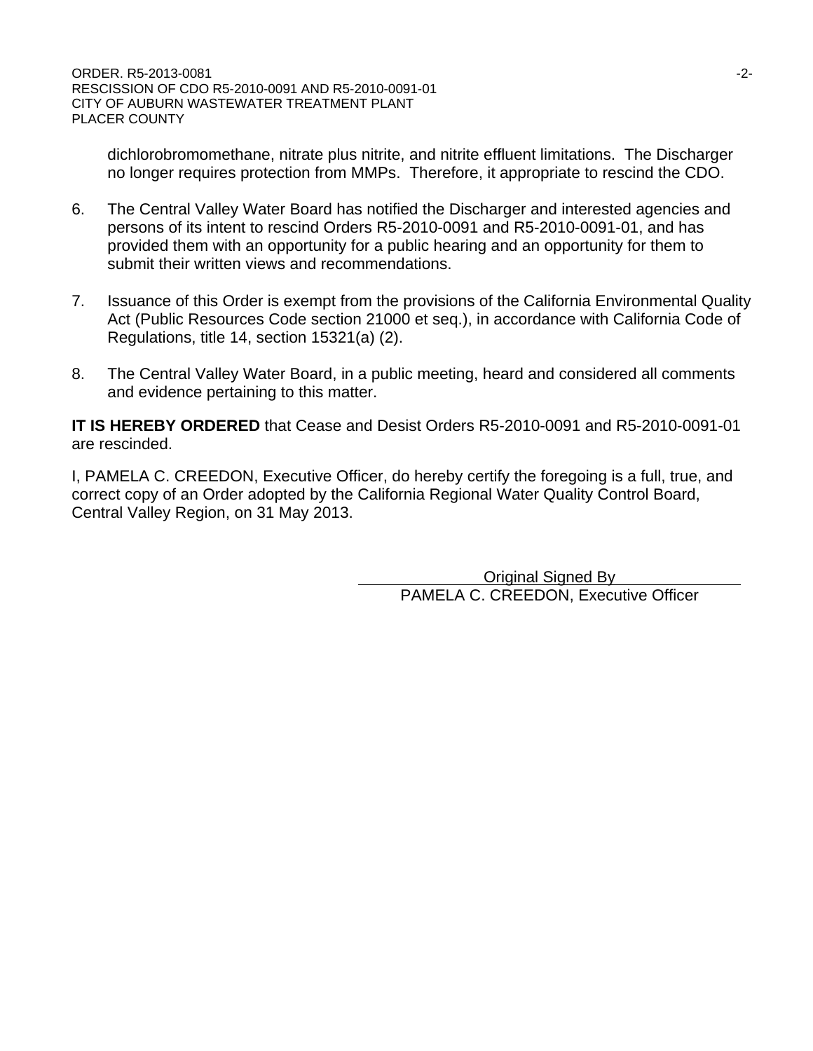dichlorobromomethane, nitrate plus nitrite, and nitrite effluent limitations. The Discharger no longer requires protection from MMPs. Therefore, it appropriate to rescind the CDO.

6. The Central Valley Water Board has notified the Discharger and interested agencies and persons of its intent to rescind Orders R5-2010-0091 and R5-2010-0091-01, and has provided them with an opportunity for a public hearing and an opportunity for them to submit their written views and recommendations.

7. Issuance of this Order is exempt from the provisions of the California Environmental Quality Act (Public Resources Code section 21000 et seq.), in accordance with California Code of Regulations, title 14, section 15321(a) (2).

8. The Central Valley Water Board, in a public meeting, heard and considered all comments and evidence pertaining to this matter.

**IT IS HEREBY ORDERED** that Cease and Desist Orders R5-2010-0091 and R5-2010-0091-01 are rescinded.

I, PAMELA C. CREEDON, Executive Officer, do hereby certify the foregoing is a full, true, and correct copy of an Order adopted by the California Regional Water Quality Control Board, Central Valley Region, on 31 May 2013.

Original Signed By

PAMELA C. CREEDON, Executive Officer